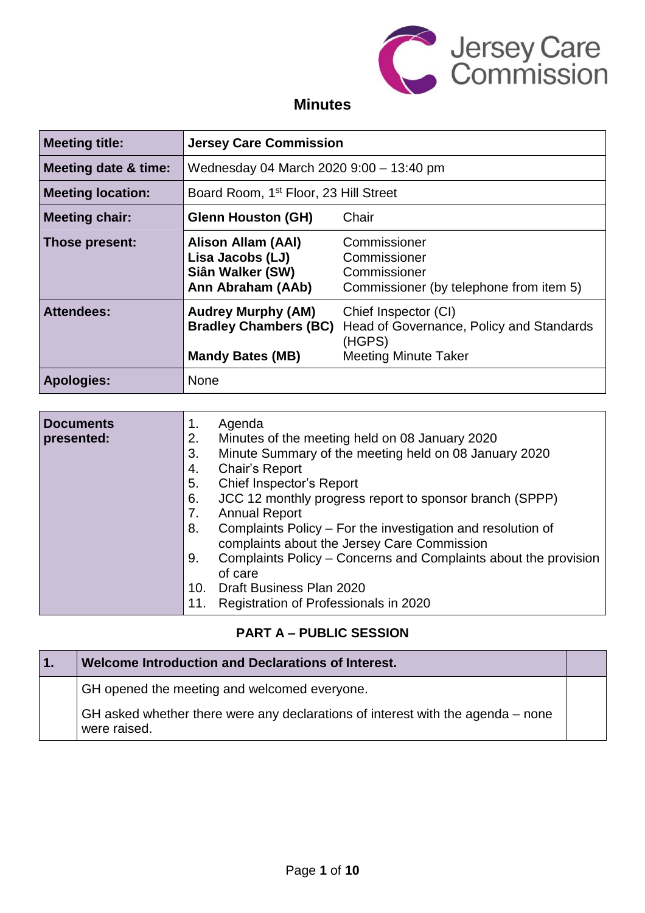# Minutes

| | | |
|---|---|---|
| **Meeting title:** | **Jersey Care Commission** | |
| **Meeting date & time:** | Wednesday 04 March 2020 9:00 – 13:40 pm | |
| **Meeting location:** | Board Room, 1st Floor, 23 Hill Street | |
| **Meeting chair:** | **Glenn Houston (GH)** | Chair |
| **Those present:** | **Alison Allam (AAl)**<br>**Lisa Jacobs (LJ)**<br>**Siân Walker (SW)**<br>**Ann Abraham (AAb)** | Commissioner<br>Commissioner<br>Commissioner<br>Commissioner (by telephone from item 5) |
| **Attendees:** | **Audrey Murphy (AM)**<br>**Bradley Chambers (BC)**<br><br>**Mandy Bates (MB)** | Chief Inspector (CI)<br>Head of Governance, Policy and Standards (HGPS)<br>Meeting Minute Taker |
| **Apologies:** | None | |

| | |
|---|---|
| **Documents presented:** | 1. Agenda<br>2. Minutes of the meeting held on 08 January 2020<br>3. Minute Summary of the meeting held on 08 January 2020<br>4. Chair's Report<br>5. Chief Inspector's Report<br>6. JCC 12 monthly progress report to sponsor branch (SPPP)<br>7. Annual Report<br>8. Complaints Policy – For the investigation and resolution of complaints about the Jersey Care Commission<br>9. Complaints Policy – Concerns and Complaints about the provision of care<br>10. Draft Business Plan 2020<br>11. Registration of Professionals in 2020 |

## PART A – PUBLIC SESSION

| 1. | Welcome Introduction and Declarations of Interest. | |
|---|---|---|
| | GH opened the meeting and welcomed everyone.<br><br>GH asked whether there were any declarations of interest with the agenda – none were raised. | |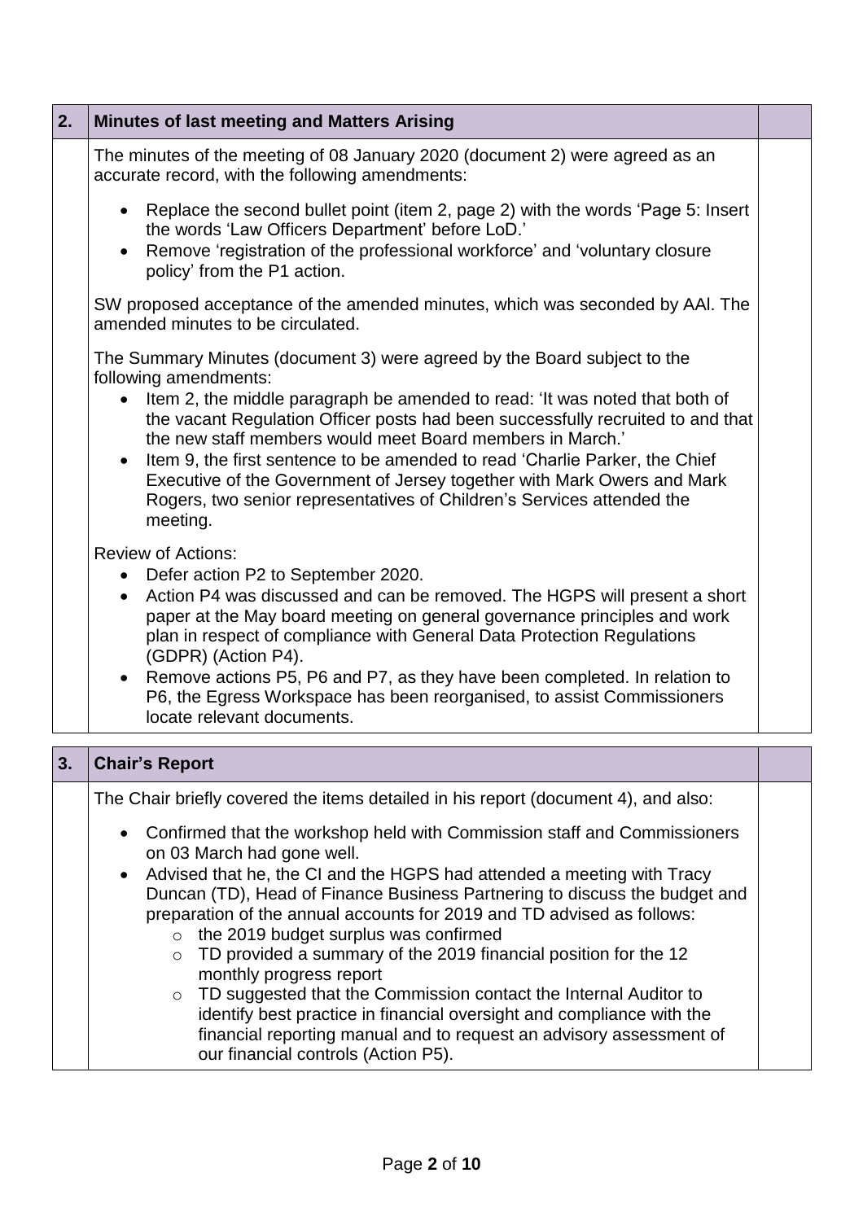## 2. Minutes of last meeting and Matters Arising

The minutes of the meeting of 08 January 2020 (document 2) were agreed as an accurate record, with the following amendments:

- Replace the second bullet point (item 2, page 2) with the words 'Page 5: Insert the words 'Law Officers Department' before LoD.'
- Remove 'registration of the professional workforce' and 'voluntary closure policy' from the P1 action.

SW proposed acceptance of the amended minutes, which was seconded by AAl. The amended minutes to be circulated.

The Summary Minutes (document 3) were agreed by the Board subject to the following amendments:

- Item 2, the middle paragraph be amended to read: 'It was noted that both of the vacant Regulation Officer posts had been successfully recruited to and that the new staff members would meet Board members in March.'
- Item 9, the first sentence to be amended to read 'Charlie Parker, the Chief Executive of the Government of Jersey together with Mark Owers and Mark Rogers, two senior representatives of Children's Services attended the meeting.

Review of Actions:

- Defer action P2 to September 2020.
- Action P4 was discussed and can be removed. The HGPS will present a short paper at the May board meeting on general governance principles and work plan in respect of compliance with General Data Protection Regulations (GDPR) (Action P4).
- Remove actions P5, P6 and P7, as they have been completed. In relation to P6, the Egress Workspace has been reorganised, to assist Commissioners locate relevant documents.

## 3. Chair's Report

The Chair briefly covered the items detailed in his report (document 4), and also:

- Confirmed that the workshop held with Commission staff and Commissioners on 03 March had gone well.
- Advised that he, the CI and the HGPS had attended a meeting with Tracy Duncan (TD), Head of Finance Business Partnering to discuss the budget and preparation of the annual accounts for 2019 and TD advised as follows:
  - the 2019 budget surplus was confirmed
  - TD provided a summary of the 2019 financial position for the 12 monthly progress report
  - TD suggested that the Commission contact the Internal Auditor to identify best practice in financial oversight and compliance with the financial reporting manual and to request an advisory assessment of our financial controls (Action P5).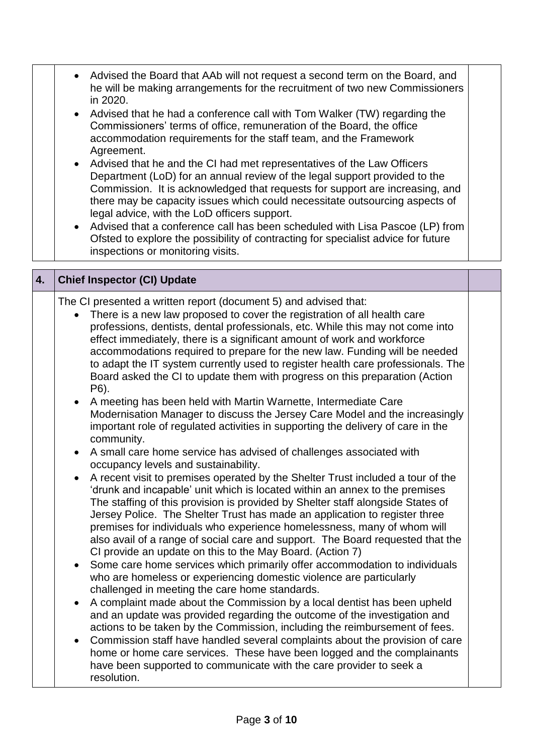- Advised the Board that AAb will not request a second term on the Board, and he will be making arrangements for the recruitment of two new Commissioners in 2020.
- Advised that he had a conference call with Tom Walker (TW) regarding the Commissioners' terms of office, remuneration of the Board, the office accommodation requirements for the staff team, and the Framework Agreement.
- Advised that he and the CI had met representatives of the Law Officers Department (LoD) for an annual review of the legal support provided to the Commission. It is acknowledged that requests for support are increasing, and there may be capacity issues which could necessitate outsourcing aspects of legal advice, with the LoD officers support.
- Advised that a conference call has been scheduled with Lisa Pascoe (LP) from Ofsted to explore the possibility of contracting for specialist advice for future inspections or monitoring visits.

## 4. Chief Inspector (CI) Update

The CI presented a written report (document 5) and advised that:

- There is a new law proposed to cover the registration of all health care professions, dentists, dental professionals, etc. While this may not come into effect immediately, there is a significant amount of work and workforce accommodations required to prepare for the new law. Funding will be needed to adapt the IT system currently used to register health care professionals. The Board asked the CI to update them with progress on this preparation (Action P6).
- A meeting has been held with Martin Warnette, Intermediate Care Modernisation Manager to discuss the Jersey Care Model and the increasingly important role of regulated activities in supporting the delivery of care in the community.
- A small care home service has advised of challenges associated with occupancy levels and sustainability.
- A recent visit to premises operated by the Shelter Trust included a tour of the 'drunk and incapable' unit which is located within an annex to the premises The staffing of this provision is provided by Shelter staff alongside States of Jersey Police. The Shelter Trust has made an application to register three premises for individuals who experience homelessness, many of whom will also avail of a range of social care and support. The Board requested that the CI provide an update on this to the May Board. (Action 7)
- Some care home services which primarily offer accommodation to individuals who are homeless or experiencing domestic violence are particularly challenged in meeting the care home standards.
- A complaint made about the Commission by a local dentist has been upheld and an update was provided regarding the outcome of the investigation and actions to be taken by the Commission, including the reimbursement of fees.
- Commission staff have handled several complaints about the provision of care home or home care services. These have been logged and the complainants have been supported to communicate with the care provider to seek a resolution.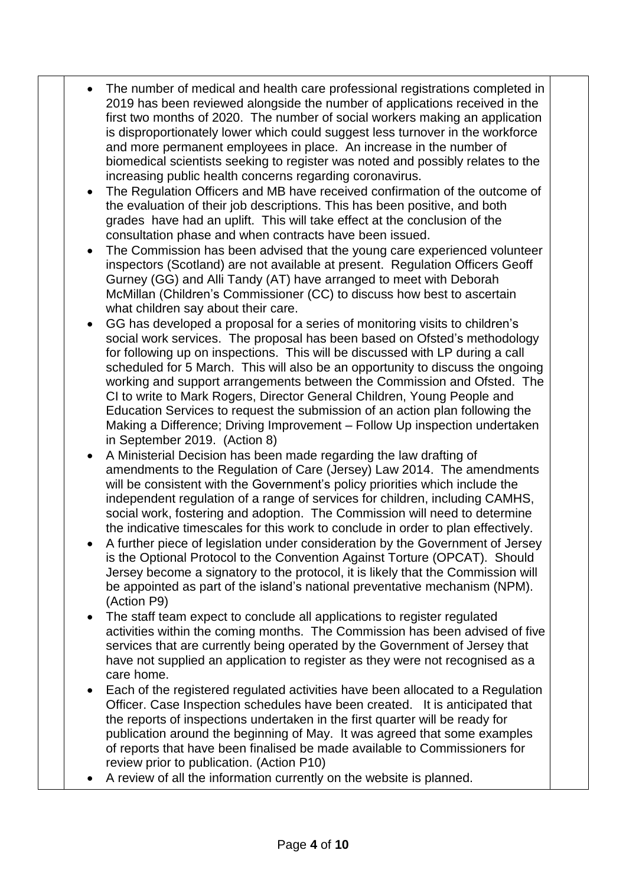- The number of medical and health care professional registrations completed in 2019 has been reviewed alongside the number of applications received in the first two months of 2020. The number of social workers making an application is disproportionately lower which could suggest less turnover in the workforce and more permanent employees in place. An increase in the number of biomedical scientists seeking to register was noted and possibly relates to the increasing public health concerns regarding coronavirus.
- The Regulation Officers and MB have received confirmation of the outcome of the evaluation of their job descriptions. This has been positive, and both grades have had an uplift. This will take effect at the conclusion of the consultation phase and when contracts have been issued.
- The Commission has been advised that the young care experienced volunteer inspectors (Scotland) are not available at present. Regulation Officers Geoff Gurney (GG) and Alli Tandy (AT) have arranged to meet with Deborah McMillan (Children's Commissioner (CC) to discuss how best to ascertain what children say about their care.
- GG has developed a proposal for a series of monitoring visits to children's social work services. The proposal has been based on Ofsted's methodology for following up on inspections. This will be discussed with LP during a call scheduled for 5 March. This will also be an opportunity to discuss the ongoing working and support arrangements between the Commission and Ofsted. The CI to write to Mark Rogers, Director General Children, Young People and Education Services to request the submission of an action plan following the Making a Difference; Driving Improvement – Follow Up inspection undertaken in September 2019. (Action 8)
- A Ministerial Decision has been made regarding the law drafting of amendments to the Regulation of Care (Jersey) Law 2014. The amendments will be consistent with the Government's policy priorities which include the independent regulation of a range of services for children, including CAMHS, social work, fostering and adoption. The Commission will need to determine the indicative timescales for this work to conclude in order to plan effectively.
- A further piece of legislation under consideration by the Government of Jersey is the Optional Protocol to the Convention Against Torture (OPCAT). Should Jersey become a signatory to the protocol, it is likely that the Commission will be appointed as part of the island's national preventative mechanism (NPM). (Action P9)
- The staff team expect to conclude all applications to register regulated activities within the coming months. The Commission has been advised of five services that are currently being operated by the Government of Jersey that have not supplied an application to register as they were not recognised as a care home.
- Each of the registered regulated activities have been allocated to a Regulation Officer. Case Inspection schedules have been created. It is anticipated that the reports of inspections undertaken in the first quarter will be ready for publication around the beginning of May. It was agreed that some examples of reports that have been finalised be made available to Commissioners for review prior to publication. (Action P10)
- A review of all the information currently on the website is planned.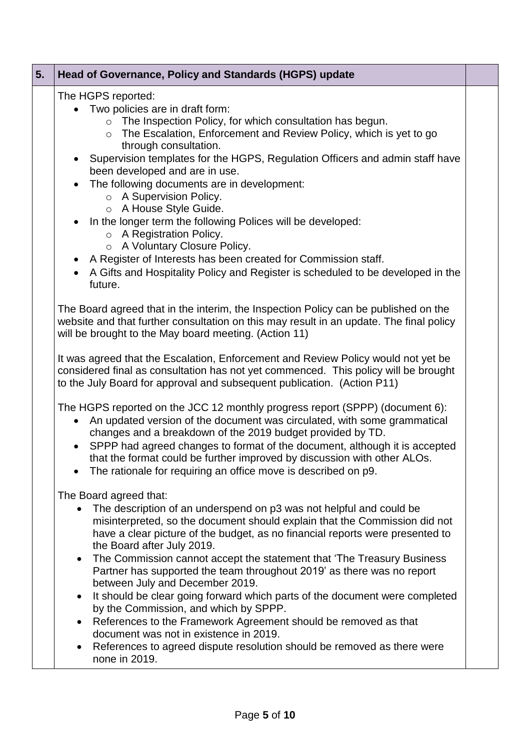| 5. | Head of Governance, Policy and Standards (HGPS) update | |
|---|---|---|
| | The HGPS reported:<br>• Two policies are in draft form:<br>  ○ The Inspection Policy, for which consultation has begun.<br>  ○ The Escalation, Enforcement and Review Policy, which is yet to go through consultation.<br>• Supervision templates for the HGPS, Regulation Officers and admin staff have been developed and are in use.<br>• The following documents are in development:<br>  ○ A Supervision Policy.<br>  ○ A House Style Guide.<br>• In the longer term the following Polices will be developed:<br>  ○ A Registration Policy.<br>  ○ A Voluntary Closure Policy.<br>• A Register of Interests has been created for Commission staff.<br>• A Gifts and Hospitality Policy and Register is scheduled to be developed in the future.<br><br>The Board agreed that in the interim, the Inspection Policy can be published on the website and that further consultation on this may result in an update. The final policy will be brought to the May board meeting. (Action 11)<br><br>It was agreed that the Escalation, Enforcement and Review Policy would not yet be considered final as consultation has not yet commenced. This policy will be brought to the July Board for approval and subsequent publication. (Action P11)<br><br>The HGPS reported on the JCC 12 monthly progress report (SPPP) (document 6):<br>• An updated version of the document was circulated, with some grammatical changes and a breakdown of the 2019 budget provided by TD.<br>• SPPP had agreed changes to format of the document, although it is accepted that the format could be further improved by discussion with other ALOs.<br>• The rationale for requiring an office move is described on p9.<br><br>The Board agreed that:<br>• The description of an underspend on p3 was not helpful and could be misinterpreted, so the document should explain that the Commission did not have a clear picture of the budget, as no financial reports were presented to the Board after July 2019.<br>• The Commission cannot accept the statement that 'The Treasury Business Partner has supported the team throughout 2019' as there was no report between July and December 2019.<br>• It should be clear going forward which parts of the document were completed by the Commission, and which by SPPP.<br>• References to the Framework Agreement should be removed as that document was not in existence in 2019.<br>• References to agreed dispute resolution should be removed as there were none in 2019. | |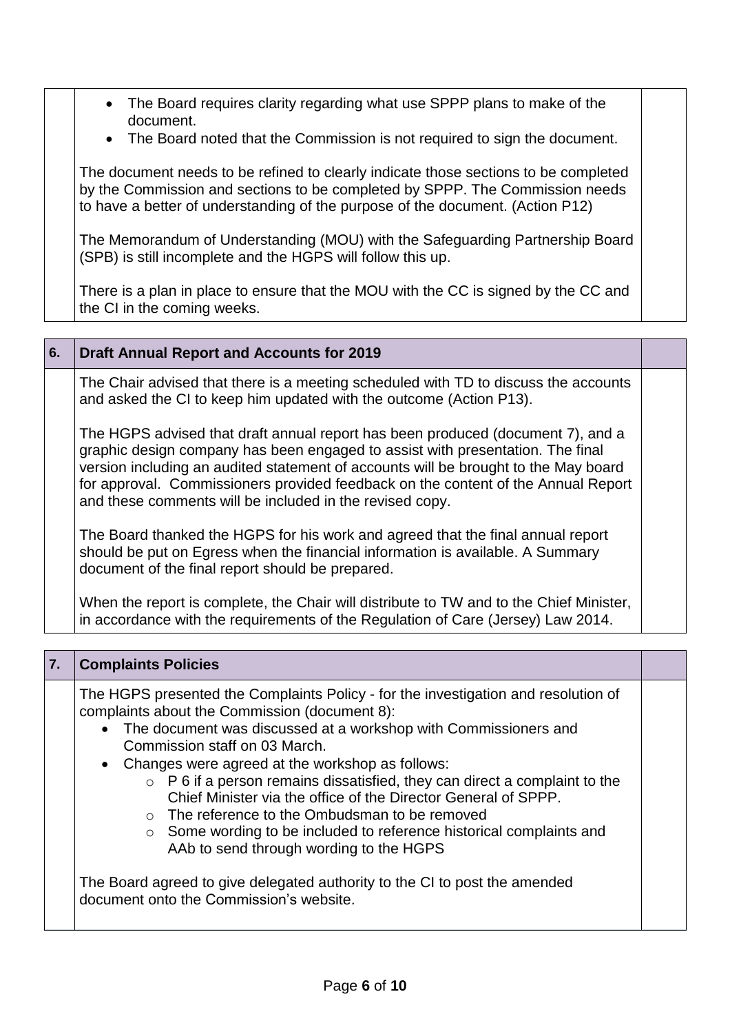- The Board requires clarity regarding what use SPPP plans to make of the document.
- The Board noted that the Commission is not required to sign the document.

The document needs to be refined to clearly indicate those sections to be completed by the Commission and sections to be completed by SPPP. The Commission needs to have a better of understanding of the purpose of the document. (Action P12)

The Memorandum of Understanding (MOU) with the Safeguarding Partnership Board (SPB) is still incomplete and the HGPS will follow this up.

There is a plan in place to ensure that the MOU with the CC is signed by the CC and the CI in the coming weeks.

## 6. Draft Annual Report and Accounts for 2019

The Chair advised that there is a meeting scheduled with TD to discuss the accounts and asked the CI to keep him updated with the outcome (Action P13).

The HGPS advised that draft annual report has been produced (document 7), and a graphic design company has been engaged to assist with presentation. The final version including an audited statement of accounts will be brought to the May board for approval. Commissioners provided feedback on the content of the Annual Report and these comments will be included in the revised copy.

The Board thanked the HGPS for his work and agreed that the final annual report should be put on Egress when the financial information is available. A Summary document of the final report should be prepared.

When the report is complete, the Chair will distribute to TW and to the Chief Minister, in accordance with the requirements of the Regulation of Care (Jersey) Law 2014.

## 7. Complaints Policies

The HGPS presented the Complaints Policy - for the investigation and resolution of complaints about the Commission (document 8):

- The document was discussed at a workshop with Commissioners and Commission staff on 03 March.
- Changes were agreed at the workshop as follows:
  - P 6 if a person remains dissatisfied, they can direct a complaint to the Chief Minister via the office of the Director General of SPPP.
  - The reference to the Ombudsman to be removed
  - Some wording to be included to reference historical complaints and AAb to send through wording to the HGPS

The Board agreed to give delegated authority to the CI to post the amended document onto the Commission's website.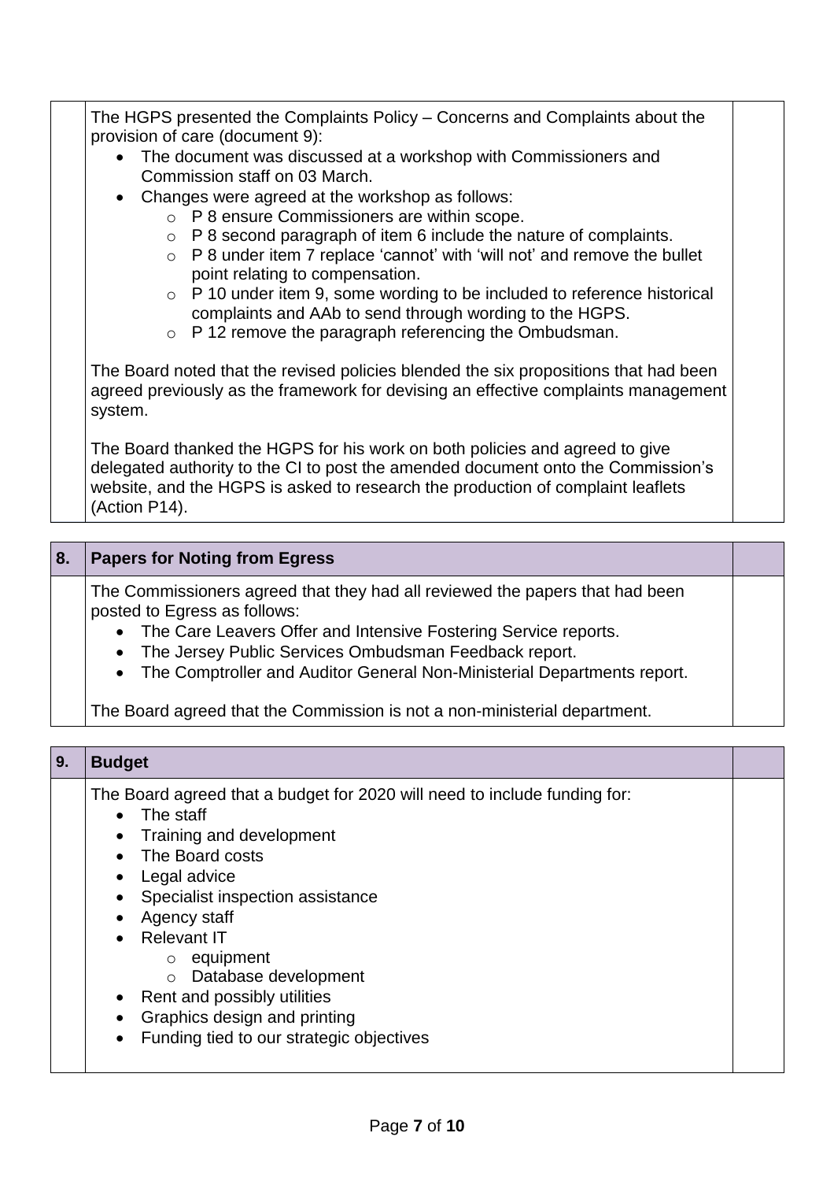The HGPS presented the Complaints Policy – Concerns and Complaints about the provision of care (document 9):

- The document was discussed at a workshop with Commissioners and Commission staff on 03 March.
- Changes were agreed at the workshop as follows:
  - P 8 ensure Commissioners are within scope.
  - P 8 second paragraph of item 6 include the nature of complaints.
  - P 8 under item 7 replace 'cannot' with 'will not' and remove the bullet point relating to compensation.
  - P 10 under item 9, some wording to be included to reference historical complaints and AAb to send through wording to the HGPS.
  - P 12 remove the paragraph referencing the Ombudsman.

The Board noted that the revised policies blended the six propositions that had been agreed previously as the framework for devising an effective complaints management system.

The Board thanked the HGPS for his work on both policies and agreed to give delegated authority to the CI to post the amended document onto the Commission's website, and the HGPS is asked to research the production of complaint leaflets (Action P14).

## 8. Papers for Noting from Egress

The Commissioners agreed that they had all reviewed the papers that had been posted to Egress as follows:

- The Care Leavers Offer and Intensive Fostering Service reports.
- The Jersey Public Services Ombudsman Feedback report.
- The Comptroller and Auditor General Non-Ministerial Departments report.

The Board agreed that the Commission is not a non-ministerial department.

## 9. Budget

The Board agreed that a budget for 2020 will need to include funding for:

- The staff
- Training and development
- The Board costs
- Legal advice
- Specialist inspection assistance
- Agency staff
- Relevant IT
  - equipment
  - Database development
- Rent and possibly utilities
- Graphics design and printing
- Funding tied to our strategic objectives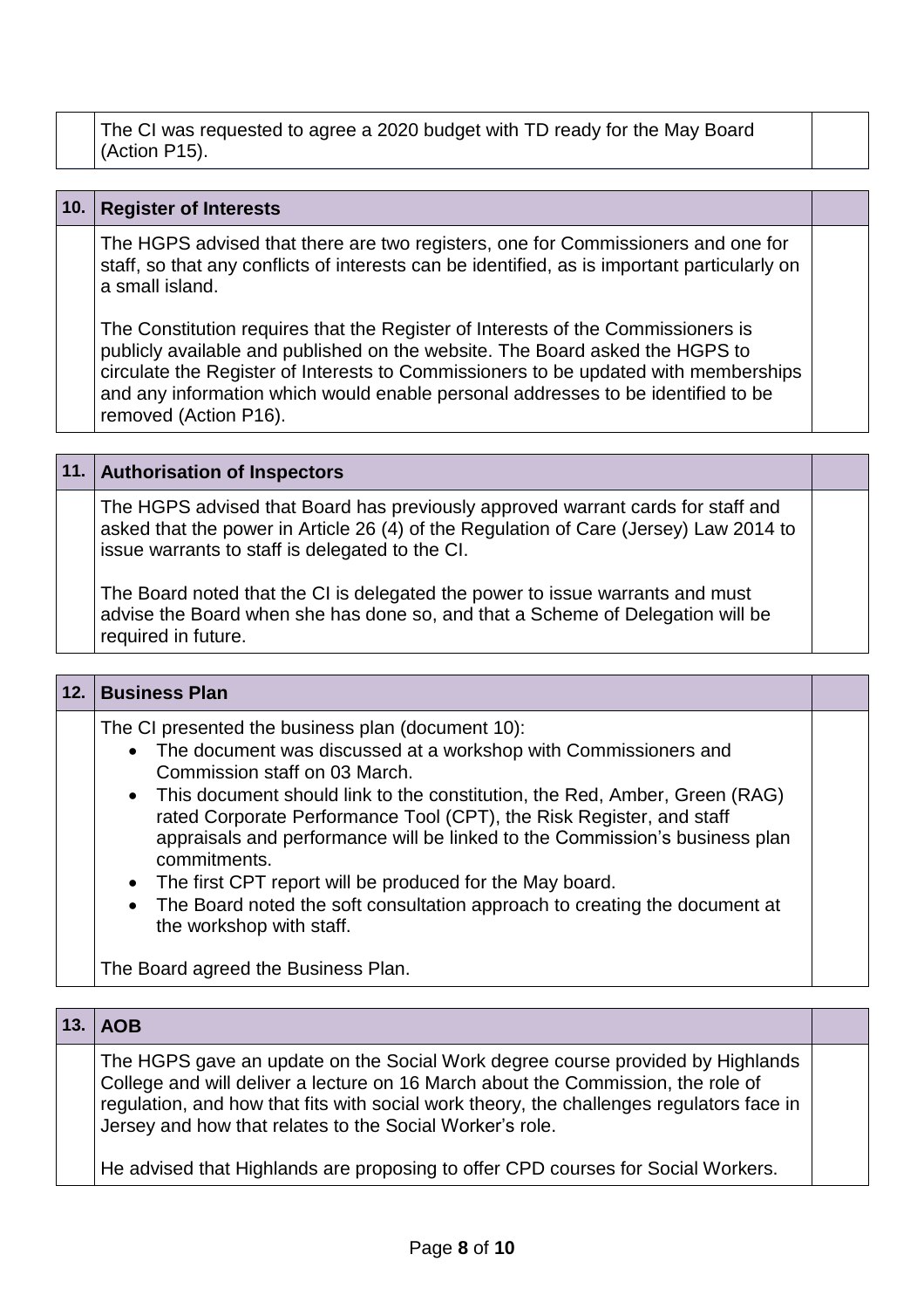| | | |
|---|---|---|
| | The CI was requested to agree a 2020 budget with TD ready for the May Board (Action P15). | |

| 10. | **Register of Interests** | |
|---|---|---|
| | The HGPS advised that there are two registers, one for Commissioners and one for staff, so that any conflicts of interests can be identified, as is important particularly on a small island.<br><br>The Constitution requires that the Register of Interests of the Commissioners is publicly available and published on the website. The Board asked the HGPS to circulate the Register of Interests to Commissioners to be updated with memberships and any information which would enable personal addresses to be identified to be removed (Action P16). | |

| 11. | **Authorisation of Inspectors** | |
|---|---|---|
| | The HGPS advised that Board has previously approved warrant cards for staff and asked that the power in Article 26 (4) of the Regulation of Care (Jersey) Law 2014 to issue warrants to staff is delegated to the CI.<br><br>The Board noted that the CI is delegated the power to issue warrants and must advise the Board when she has done so, and that a Scheme of Delegation will be required in future. | |

| 12. | **Business Plan** | |
|---|---|---|
| | The CI presented the business plan (document 10):<br>• The document was discussed at a workshop with Commissioners and Commission staff on 03 March.<br>• This document should link to the constitution, the Red, Amber, Green (RAG) rated Corporate Performance Tool (CPT), the Risk Register, and staff appraisals and performance will be linked to the Commission's business plan commitments.<br>• The first CPT report will be produced for the May board.<br>• The Board noted the soft consultation approach to creating the document at the workshop with staff.<br><br>The Board agreed the Business Plan. | |

| 13. | **AOB** | |
|---|---|---|
| | The HGPS gave an update on the Social Work degree course provided by Highlands College and will deliver a lecture on 16 March about the Commission, the role of regulation, and how that fits with social work theory, the challenges regulators face in Jersey and how that relates to the Social Worker's role.<br><br>He advised that Highlands are proposing to offer CPD courses for Social Workers. | |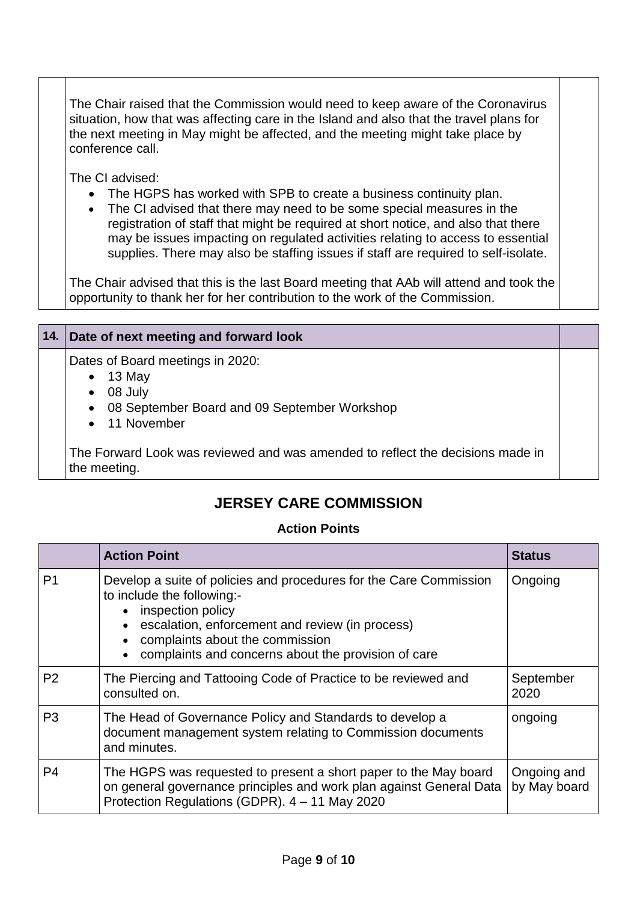The Chair raised that the Commission would need to keep aware of the Coronavirus situation, how that was affecting care in the Island and also that the travel plans for the next meeting in May might be affected, and the meeting might take place by conference call.

The CI advised:

- The HGPS has worked with SPB to create a business continuity plan.
- The CI advised that there may need to be some special measures in the registration of staff that might be required at short notice, and also that there may be issues impacting on regulated activities relating to access to essential supplies. There may also be staffing issues if staff are required to self-isolate.

The Chair advised that this is the last Board meeting that AAb will attend and took the opportunity to thank her for her contribution to the work of the Commission.

| 14. | Date of next meeting and forward look | |
|---|---|---|
| | Dates of Board meetings in 2020:<br>• 13 May<br>• 08 July<br>• 08 September Board and 09 September Workshop<br>• 11 November<br><br>The Forward Look was reviewed and was amended to reflect the decisions made in the meeting. | |

## JERSEY CARE COMMISSION

### Action Points

| | Action Point | Status |
|---|---|---|
| P1 | Develop a suite of policies and procedures for the Care Commission to include the following:-<br>• inspection policy<br>• escalation, enforcement and review (in process)<br>• complaints about the commission<br>• complaints and concerns about the provision of care | Ongoing |
| P2 | The Piercing and Tattooing Code of Practice to be reviewed and consulted on. | September 2020 |
| P3 | The Head of Governance Policy and Standards to develop a document management system relating to Commission documents and minutes. | ongoing |
| P4 | The HGPS was requested to present a short paper to the May board on general governance principles and work plan against General Data Protection Regulations (GDPR). 4 – 11 May 2020 | Ongoing and by May board |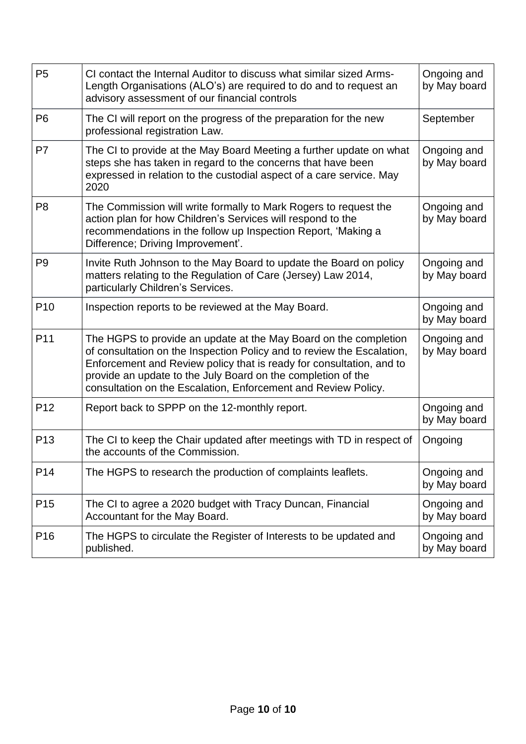| | | |
|---|---|---|
| P5 | CI contact the Internal Auditor to discuss what similar sized Arms-Length Organisations (ALO's) are required to do and to request an advisory assessment of our financial controls | Ongoing and by May board |
| P6 | The CI will report on the progress of the preparation for the new professional registration Law. | September |
| P7 | The CI to provide at the May Board Meeting a further update on what steps she has taken in regard to the concerns that have been expressed in relation to the custodial aspect of a care service. May 2020 | Ongoing and by May board |
| P8 | The Commission will write formally to Mark Rogers to request the action plan for how Children's Services will respond to the recommendations in the follow up Inspection Report, 'Making a Difference; Driving Improvement'. | Ongoing and by May board |
| P9 | Invite Ruth Johnson to the May Board to update the Board on policy matters relating to the Regulation of Care (Jersey) Law 2014, particularly Children's Services. | Ongoing and by May board |
| P10 | Inspection reports to be reviewed at the May Board. | Ongoing and by May board |
| P11 | The HGPS to provide an update at the May Board on the completion of consultation on the Inspection Policy and to review the Escalation, Enforcement and Review policy that is ready for consultation, and to provide an update to the July Board on the completion of the consultation on the Escalation, Enforcement and Review Policy. | Ongoing and by May board |
| P12 | Report back to SPPP on the 12-monthly report. | Ongoing and by May board |
| P13 | The CI to keep the Chair updated after meetings with TD in respect of the accounts of the Commission. | Ongoing |
| P14 | The HGPS to research the production of complaints leaflets. | Ongoing and by May board |
| P15 | The CI to agree a 2020 budget with Tracy Duncan, Financial Accountant for the May Board. | Ongoing and by May board |
| P16 | The HGPS to circulate the Register of Interests to be updated and published. | Ongoing and by May board |